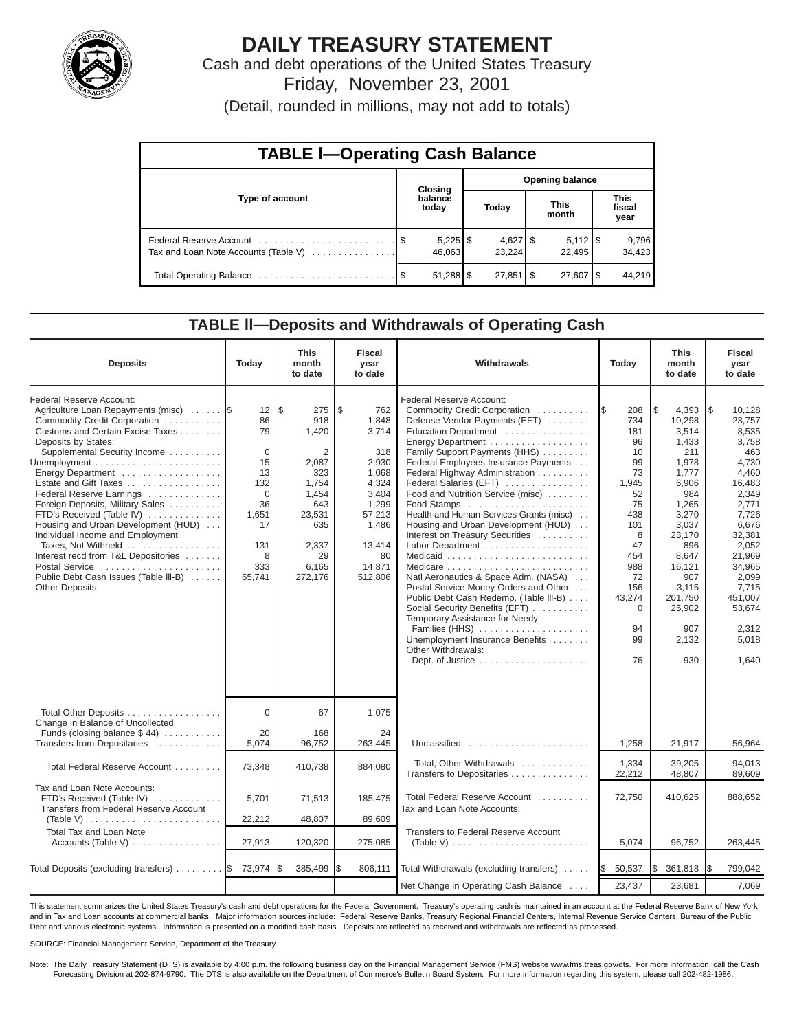# DAILY TREASURY STATEMENT

Cash and debt operations of the United States Treasury

Friday, November 23, 2001

(Detail, rounded in millions, may not add to totals)

## TABLE I—Operating Cash Balance

| Type of account | Closing balance today | Opening balance Today | Opening balance This month | Opening balance This fiscal year |
|---|---|---|---|---|
| Federal Reserve Account | $ 5,225 | $ 4,627 | $ 5,112 | $ 9,796 |
| Tax and Loan Note Accounts (Table V) | 46,063 | 23,224 | 22,495 | 34,423 |
| Total Operating Balance | $ 51,288 | $ 27,851 | $ 27,607 | $ 44,219 |

## TABLE II—Deposits and Withdrawals of Operating Cash

| Deposits | Today | This month to date | Fiscal year to date |
|---|---|---|---|
| Federal Reserve Account: | | | |
| Agriculture Loan Repayments (misc) | $ 12 | $ 275 | $ 762 |
| Commodity Credit Corporation | 86 | 918 | 1,848 |
| Customs and Certain Excise Taxes | 79 | 1,420 | 3,714 |
| Deposits by States: | | | |
| Supplemental Security Income | 0 | 2 | 318 |
| Unemployment | 15 | 2,087 | 2,930 |
| Energy Department | 13 | 323 | 1,068 |
| Estate and Gift Taxes | 132 | 1,754 | 4,324 |
| Federal Reserve Earnings | 0 | 1,454 | 3,404 |
| Foreign Deposits, Military Sales | 36 | 643 | 1,299 |
| FTD's Received (Table IV) | 1,651 | 23,531 | 57,213 |
| Housing and Urban Development (HUD) | 17 | 635 | 1,486 |
| Individual Income and Employment Taxes, Not Withheld | 131 | 2,337 | 13,414 |
| Interest recd from T&L Depositories | 8 | 29 | 80 |
| Postal Service | 333 | 6,165 | 14,871 |
| Public Debt Cash Issues (Table III-B) | 65,741 | 272,176 | 512,806 |
| Other Deposits: | | | |
| Total Other Deposits | 0 | 67 | 1,075 |
| Change in Balance of Uncollected Funds (closing balance $ 44) | 20 | 168 | 24 |
| Transfers from Depositaries | 5,074 | 96,752 | 263,445 |
| Total Federal Reserve Account | 73,348 | 410,738 | 884,080 |
| Tax and Loan Note Accounts: | | | |
| FTD's Received (Table IV) | 5,701 | 71,513 | 185,475 |
| Transfers from Federal Reserve Account (Table V) | 22,212 | 48,807 | 89,609 |
| Total Tax and Loan Note Accounts (Table V) | 27,913 | 120,320 | 275,085 |
| Total Deposits (excluding transfers) | $ 73,974 | $ 385,499 | $ 806,111 |

| Withdrawals | Today | This month to date | Fiscal year to date |
|---|---|---|---|
| Federal Reserve Account: | | | |
| Commodity Credit Corporation | $ 208 | $ 4,393 | $ 10,128 |
| Defense Vendor Payments (EFT) | 734 | 10,298 | 23,757 |
| Education Department | 181 | 3,514 | 8,535 |
| Energy Department | 96 | 1,433 | 3,758 |
| Family Support Payments (HHS) | 10 | 211 | 463 |
| Federal Employees Insurance Payments | 99 | 1,978 | 4,730 |
| Federal Highway Administration | 73 | 1,777 | 4,460 |
| Federal Salaries (EFT) | 1,945 | 6,906 | 16,483 |
| Food and Nutrition Service (misc) | 52 | 984 | 2,349 |
| Food Stamps | 75 | 1,265 | 2,771 |
| Health and Human Services Grants (misc) | 438 | 3,270 | 7,726 |
| Housing and Urban Development (HUD) | 101 | 3,037 | 6,676 |
| Interest on Treasury Securities | 8 | 23,170 | 32,381 |
| Labor Department | 47 | 896 | 2,052 |
| Medicaid | 454 | 8,647 | 21,969 |
| Medicare | 988 | 16,121 | 34,965 |
| Natl Aeronautics & Space Adm. (NASA) | 72 | 907 | 2,099 |
| Postal Service Money Orders and Other | 156 | 3,115 | 7,715 |
| Public Debt Cash Redemp. (Table III-B) | 43,274 | 201,750 | 451,007 |
| Social Security Benefits (EFT) | 0 | 25,902 | 53,674 |
| Temporary Assistance for Needy Families (HHS) | 94 | 907 | 2,312 |
| Unemployment Insurance Benefits | 99 | 2,132 | 5,018 |
| Other Withdrawals: | | | |
| Dept. of Justice | 76 | 930 | 1,640 |
| Unclassified | 1,258 | 21,917 | 56,964 |
| Total, Other Withdrawals | 1,334 | 39,205 | 94,013 |
| Transfers to Depositaries | 22,212 | 48,807 | 89,609 |
| Total Federal Reserve Account | 72,750 | 410,625 | 888,652 |
| Tax and Loan Note Accounts: | | | |
| Transfers to Federal Reserve Account (Table V) | 5,074 | 96,752 | 263,445 |
| Total Withdrawals (excluding transfers) | $ 50,537 | $ 361,818 | $ 799,042 |
| Net Change in Operating Cash Balance | 23,437 | 23,681 | 7,069 |

This statement summarizes the United States Treasury's cash and debt operations for the Federal Government. Treasury's operating cash is maintained in an account at the Federal Reserve Bank of New York and in Tax and Loan accounts at commercial banks. Major information sources include: Federal Reserve Banks, Treasury Regional Financial Centers, Internal Revenue Service Centers, Bureau of the Public Debt and various electronic systems. Information is presented on a modified cash basis. Deposits are reflected as received and withdrawals are reflected as processed.

SOURCE: Financial Management Service, Department of the Treasury.

Note: The Daily Treasury Statement (DTS) is available by 4:00 p.m. the following business day on the Financial Management Service (FMS) website www.fms.treas.gov/dts. For more information, call the Cash Forecasting Division at 202-874-9790. The DTS is also available on the Department of Commerce's Bulletin Board System. For more information regarding this system, please call 202-482-1986.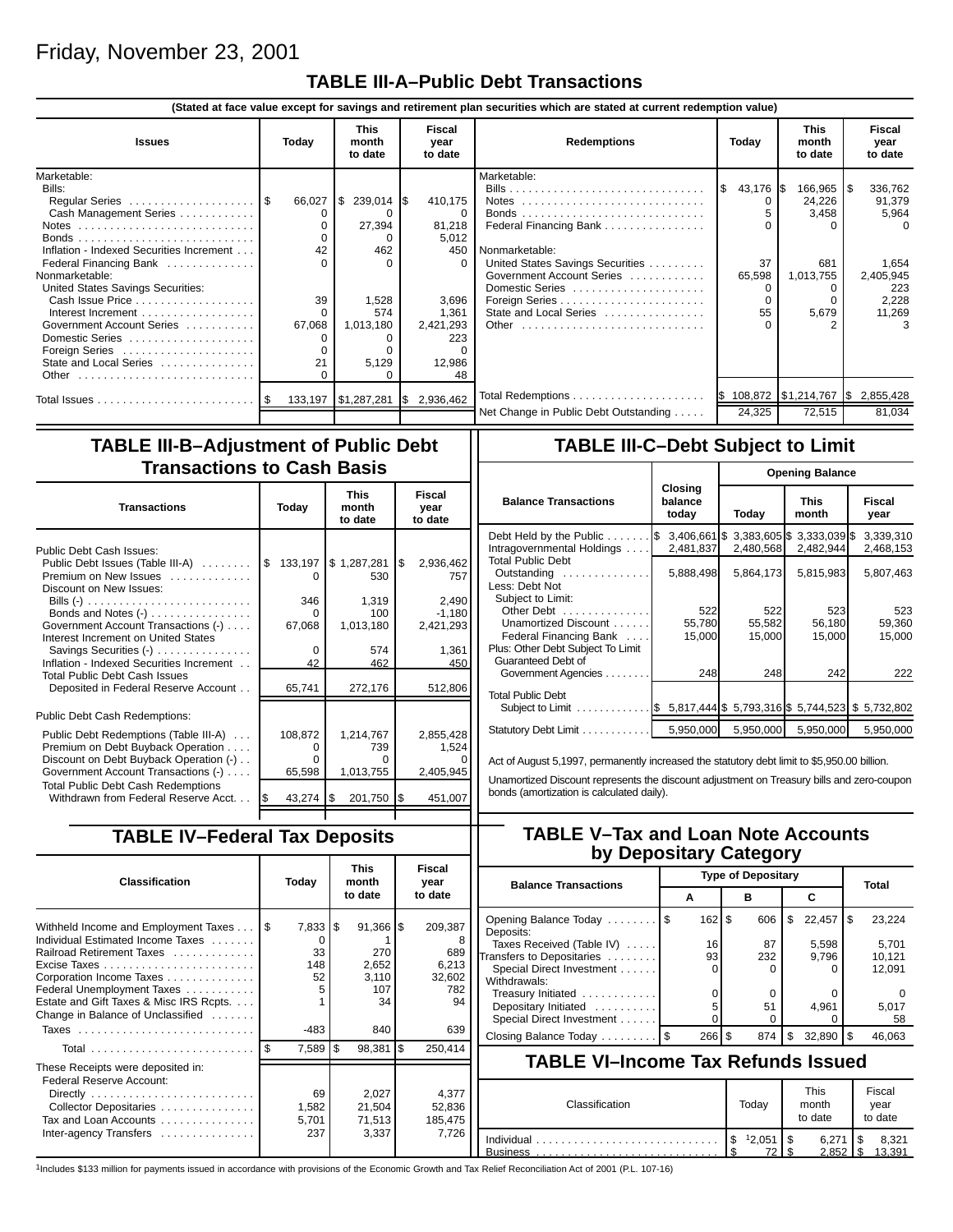Friday, November 23, 2001

## TABLE III-A–Public Debt Transactions

(Stated at face value except for savings and retirement plan securities which are stated at current redemption value)

| Issues | Today | This month to date | Fiscal year to date |
|---|---|---|---|
| Marketable: | | | |
| Bills: | | | |
| Regular Series | $ 66,027 | $ 239,014 | $ 410,175 |
| Cash Management Series | 0 | 0 | 0 |
| Notes | 0 | 27,394 | 81,218 |
| Bonds | 0 | 0 | 5,012 |
| Inflation - Indexed Securities Increment | 42 | 462 | 450 |
| Federal Financing Bank | 0 | 0 | 0 |
| Nonmarketable: | | | |
| United States Savings Securities: | | | |
| Cash Issue Price | 39 | 1,528 | 3,696 |
| Interest Increment | 0 | 574 | 1,361 |
| Government Account Series | 67,068 | 1,013,180 | 2,421,293 |
| Domestic Series | 0 | 0 | 223 |
| Foreign Series | 0 | 0 | 0 |
| State and Local Series | 21 | 5,129 | 12,986 |
| Other | 0 | 0 | 48 |
| Total Issues | $ 133,197 | $1,287,281 | $ 2,936,462 |

| Redemptions | Today | This month to date | Fiscal year to date |
|---|---|---|---|
| Marketable: | | | |
| Bills | $ 43,176 | $ 166,965 | $ 336,762 |
| Notes | 0 | 24,226 | 91,379 |
| Bonds | 5 | 3,458 | 5,964 |
| Federal Financing Bank | 0 | 0 | 0 |
| Nonmarketable: | | | |
| United States Savings Securities | 37 | 681 | 1,654 |
| Government Account Series | 65,598 | 1,013,755 | 2,405,945 |
| Domestic Series | 0 | 0 | 223 |
| Foreign Series | 0 | 0 | 2,228 |
| State and Local Series | 55 | 5,679 | 11,269 |
| Other | 0 | 2 | 3 |
| Total Redemptions | $ 108,872 | $1,214,767 | $ 2,855,428 |
| Net Change in Public Debt Outstanding | 24,325 | 72,515 | 81,034 |

## TABLE III-B–Adjustment of Public Debt Transactions to Cash Basis

| Transactions | Today | This month to date | Fiscal year to date |
|---|---|---|---|
| Public Debt Cash Issues: | | | |
| Public Debt Issues (Table III-A) | $ 133,197 | $ 1,287,281 | $ 2,936,462 |
| Premium on New Issues | 0 | 530 | 757 |
| Discount on New Issues: | | | |
| Bills (-) | 346 | 1,319 | 2,490 |
| Bonds and Notes (-) | 0 | 100 | -1,180 |
| Government Account Transactions (-) | 67,068 | 1,013,180 | 2,421,293 |
| Interest Increment on United States Savings Securities (-) | 0 | 574 | 1,361 |
| Inflation - Indexed Securities Increment | 42 | 462 | 450 |
| Total Public Debt Cash Issues Deposited in Federal Reserve Account | 65,741 | 272,176 | 512,806 |
| Public Debt Cash Redemptions: | | | |
| Public Debt Redemptions (Table III-A) | 108,872 | 1,214,767 | 2,855,428 |
| Premium on Debt Buyback Operation | 0 | 739 | 1,524 |
| Discount on Debt Buyback Operation (-) | 0 | 0 | 0 |
| Government Account Transactions (-) | 65,598 | 1,013,755 | 2,405,945 |
| Total Public Debt Cash Redemptions Withdrawn from Federal Reserve Acct. | $ 43,274 | $ 201,750 | $ 451,007 |

## TABLE III-C–Debt Subject to Limit

| Balance Transactions | Closing balance today | Opening Balance Today | Opening Balance This month | Opening Balance Fiscal year |
|---|---|---|---|---|
| Debt Held by the Public | $ 3,406,661 | $ 3,383,605 | $ 3,333,039 | $ 3,339,310 |
| Intragovernmental Holdings | 2,481,837 | 2,480,568 | 2,482,944 | 2,468,153 |
| Total Public Debt Outstanding | 5,888,498 | 5,864,173 | 5,815,983 | 5,807,463 |
| Less: Debt Not Subject to Limit: | | | | |
| Other Debt | 522 | 522 | 523 | 523 |
| Unamortized Discount | 55,780 | 55,582 | 56,180 | 59,360 |
| Federal Financing Bank | 15,000 | 15,000 | 15,000 | 15,000 |
| Plus: Other Debt Subject To Limit Guaranteed Debt of Government Agencies | 248 | 248 | 242 | 222 |
| Total Public Debt Subject to Limit | $ 5,817,444 | $ 5,793,316 | $ 5,744,523 | $ 5,732,802 |
| Statutory Debt Limit | 5,950,000 | 5,950,000 | 5,950,000 | 5,950,000 |

Act of August 5,1997, permanently increased the statutory debt limit to $5,950.00 billion.

Unamortized Discount represents the discount adjustment on Treasury bills and zero-coupon bonds (amortization is calculated daily).

## TABLE IV–Federal Tax Deposits

| Classification | Today | This month to date | Fiscal year to date |
|---|---|---|---|
| Withheld Income and Employment Taxes | $ 7,833 | $ 91,366 | $ 209,387 |
| Individual Estimated Income Taxes | 0 | 1 | 8 |
| Railroad Retirement Taxes | 33 | 270 | 689 |
| Excise Taxes | 148 | 2,652 | 6,213 |
| Corporation Income Taxes | 52 | 3,110 | 32,602 |
| Federal Unemployment Taxes | 5 | 107 | 782 |
| Estate and Gift Taxes & Misc IRS Rcpts. | 1 | 34 | 94 |
| Change in Balance of Unclassified Taxes | -483 | 840 | 639 |
| Total | $ 7,589 | $ 98,381 | $ 250,414 |
| These Receipts were deposited in: | | | |
| Federal Reserve Account: | | | |
| Directly | 69 | 2,027 | 4,377 |
| Collector Depositaries | 1,582 | 21,504 | 52,836 |
| Tax and Loan Accounts | 5,701 | 71,513 | 185,475 |
| Inter-agency Transfers | 237 | 3,337 | 7,726 |

## TABLE V–Tax and Loan Note Accounts by Depositary Category

| Balance Transactions | Type of Depositary A | Type of Depositary B | Type of Depositary C | Total |
|---|---|---|---|---|
| Opening Balance Today | $ 162 | $ 606 | $ 22,457 | $ 23,224 |
| Deposits: | | | | |
| Taxes Received (Table IV) | 16 | 87 | 5,598 | 5,701 |
| Transfers to Depositaries | 93 | 232 | 9,796 | 10,121 |
| Special Direct Investment | 0 | 0 | 0 | 12,091 |
| Withdrawals: | | | | |
| Treasury Initiated | 0 | 0 | 0 | 0 |
| Depositary Initiated | 5 | 51 | 4,961 | 5,017 |
| Special Direct Investment | 0 | 0 | 0 | 58 |
| Closing Balance Today | $ 266 | $ 874 | $ 32,890 | $ 46,063 |

## TABLE VI–Income Tax Refunds Issued

| Classification | Today | This month to date | Fiscal year to date |
|---|---|---|---|
| Individual | $ [1]2,051 | $ 6,271 | $ 8,321 |
| Business | $ 72 | $ 2,852 | $ 13,391 |

[1]Includes $133 million for payments issued in accordance with provisions of the Economic Growth and Tax Relief Reconciliation Act of 2001 (P.L. 107-16)